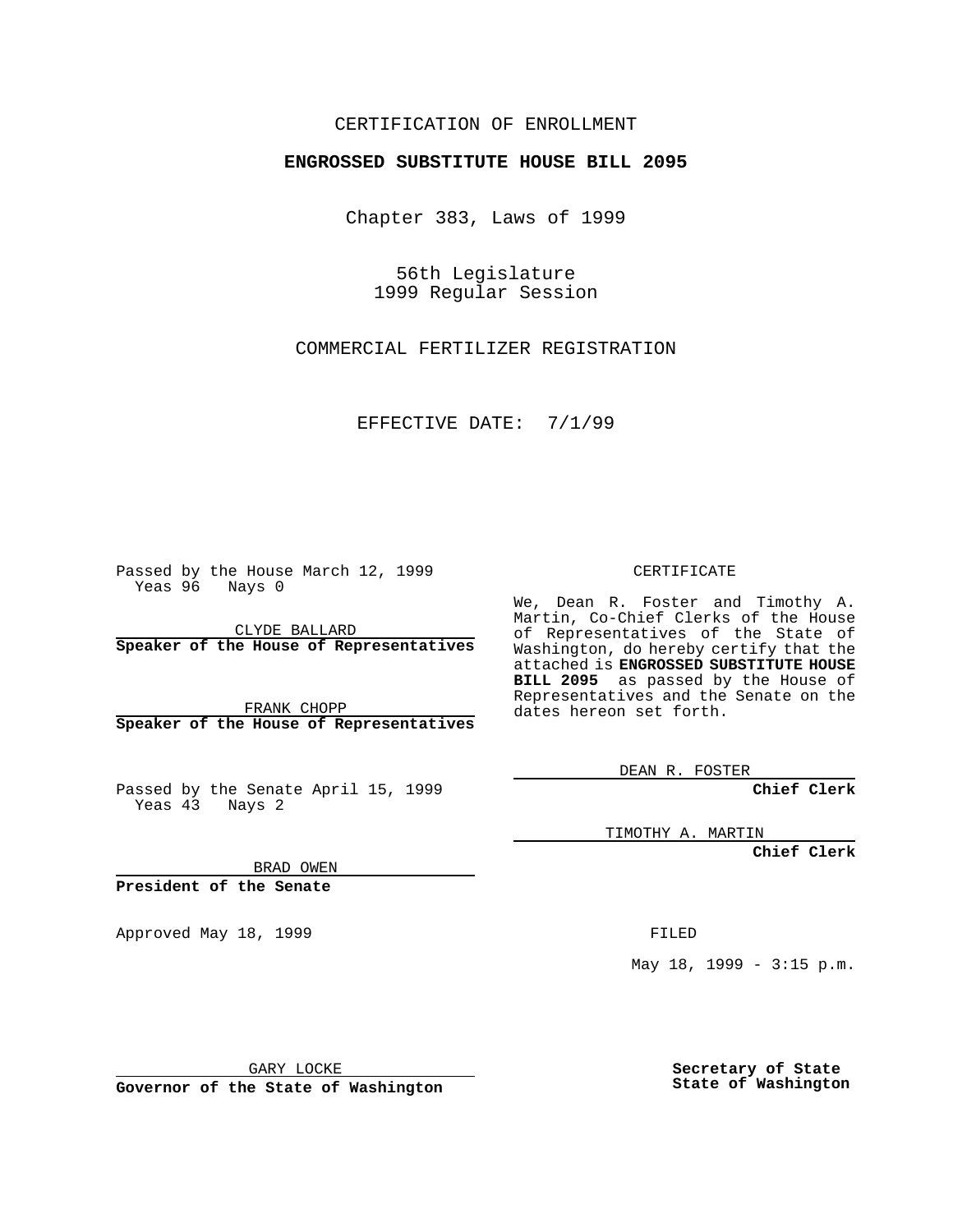CERTIFICATION OF ENROLLMENT

**ENGROSSED SUBSTITUTE HOUSE BILL 2095**

Chapter 383, Laws of 1999

56th Legislature
1999 Regular Session

COMMERCIAL FERTILIZER REGISTRATION

EFFECTIVE DATE: 7/1/99

Passed by the House March 12, 1999
Yeas 96 Nays 0

CLYDE BALLARD
**Speaker of the House of Representatives**

FRANK CHOPP
**Speaker of the House of Representatives**

Passed by the Senate April 15, 1999
Yeas 43 Nays 2

BRAD OWEN
**President of the Senate**

Approved May 18, 1999

GARY LOCKE
**Governor of the State of Washington**

CERTIFICATE

We, Dean R. Foster and Timothy A. Martin, Co-Chief Clerks of the House of Representatives of the State of Washington, do hereby certify that the attached is **ENGROSSED SUBSTITUTE HOUSE BILL 2095** as passed by the House of Representatives and the Senate on the dates hereon set forth.

DEAN R. FOSTER
**Chief Clerk**

TIMOTHY A. MARTIN
**Chief Clerk**

FILED

May 18, 1999 - 3:15 p.m.

**Secretary of State**
**State of Washington**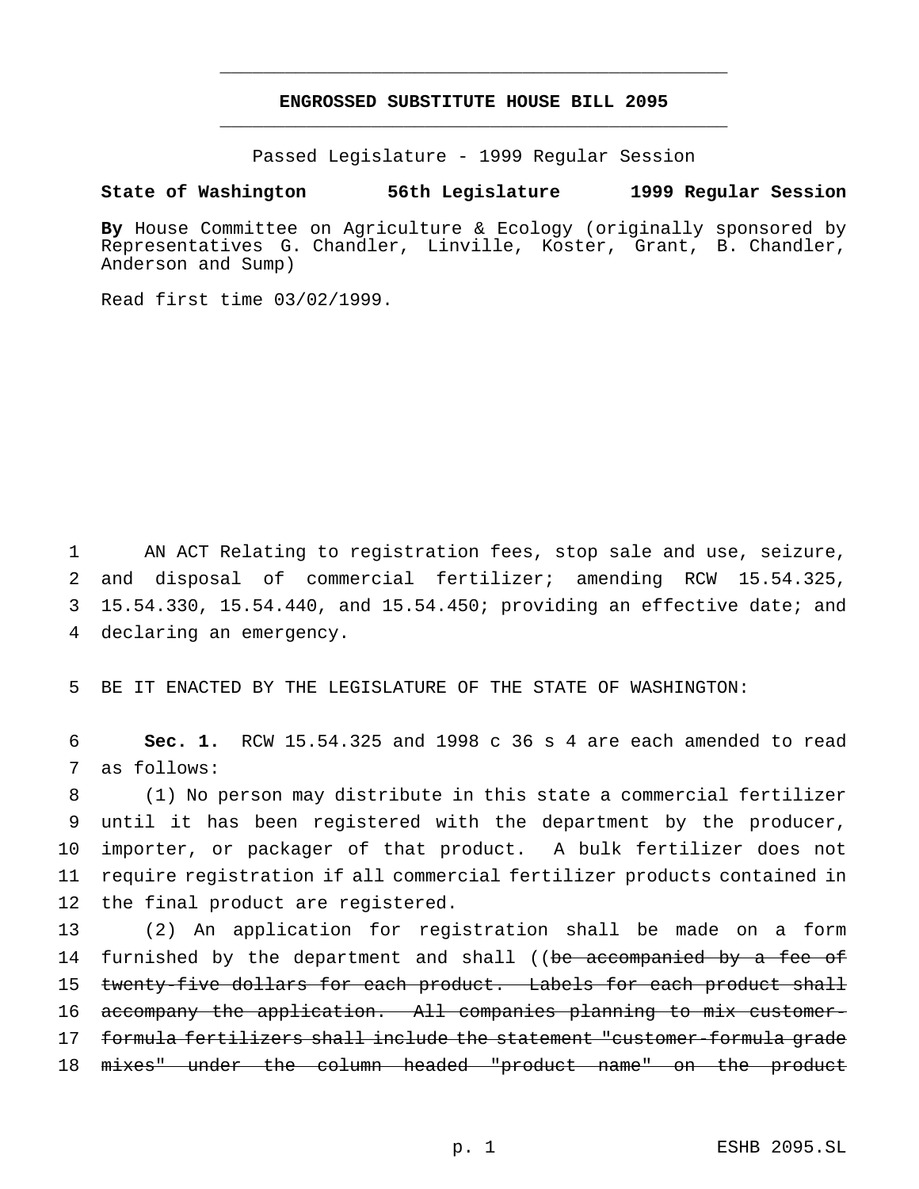**ENGROSSED SUBSTITUTE HOUSE BILL 2095**

Passed Legislature - 1999 Regular Session

**State of Washington 56th Legislature 1999 Regular Session**

**By** House Committee on Agriculture & Ecology (originally sponsored by Representatives G. Chandler, Linville, Koster, Grant, B. Chandler, Anderson and Sump)

Read first time 03/02/1999.

AN ACT Relating to registration fees, stop sale and use, seizure, and disposal of commercial fertilizer; amending RCW 15.54.325, 15.54.330, 15.54.440, and 15.54.450; providing an effective date; and declaring an emergency.

BE IT ENACTED BY THE LEGISLATURE OF THE STATE OF WASHINGTON:

**Sec. 1.** RCW 15.54.325 and 1998 c 36 s 4 are each amended to read as follows:

(1) No person may distribute in this state a commercial fertilizer until it has been registered with the department by the producer, importer, or packager of that product. A bulk fertilizer does not require registration if all commercial fertilizer products contained in the final product are registered.

(2) An application for registration shall be made on a form furnished by the department and shall ((~~be accompanied by a fee of twenty-five dollars for each product. Labels for each product shall accompany the application. All companies planning to mix customer-formula fertilizers shall include the statement "customer-formula grade mixes" under the column headed "product name" on the product~~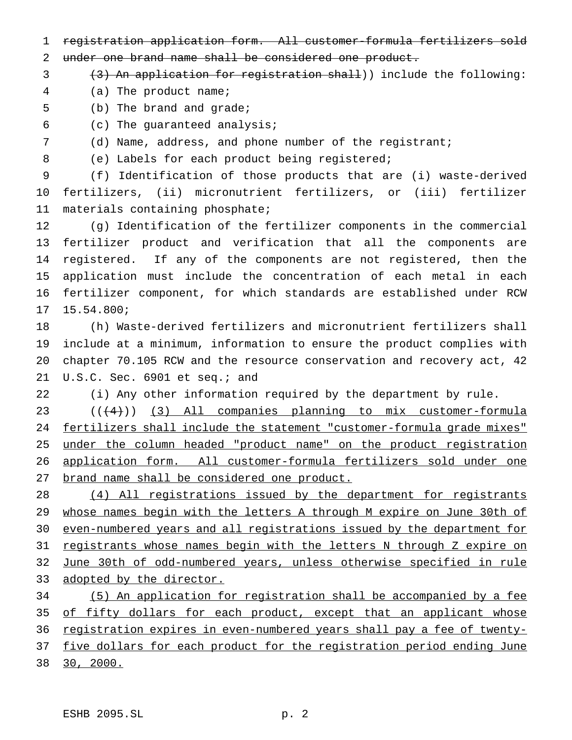~~registration application form. All customer-formula fertilizers sold under one brand name shall be considered one product.~~

~~(3) An application for registration shall~~)) include the following:

(a) The product name;

(b) The brand and grade;

(c) The guaranteed analysis;

(d) Name, address, and phone number of the registrant;

(e) Labels for each product being registered;

(f) Identification of those products that are (i) waste-derived fertilizers, (ii) micronutrient fertilizers, or (iii) fertilizer materials containing phosphate;

(g) Identification of the fertilizer components in the commercial fertilizer product and verification that all the components are registered. If any of the components are not registered, then the application must include the concentration of each metal in each fertilizer component, for which standards are established under RCW 15.54.800;

(h) Waste-derived fertilizers and micronutrient fertilizers shall include at a minimum, information to ensure the product complies with chapter 70.105 RCW and the resource conservation and recovery act, 42 U.S.C. Sec. 6901 et seq.; and

(i) Any other information required by the department by rule.

((~~(4)~~)) <u>(3) All companies planning to mix customer-formula fertilizers shall include the statement "customer-formula grade mixes" under the column headed "product name" on the product registration application form. All customer-formula fertilizers sold under one brand name shall be considered one product.</u>

<u>(4) All registrations issued by the department for registrants whose names begin with the letters A through M expire on June 30th of even-numbered years and all registrations issued by the department for registrants whose names begin with the letters N through Z expire on June 30th of odd-numbered years, unless otherwise specified in rule adopted by the director.</u>

<u>(5) An application for registration shall be accompanied by a fee of fifty dollars for each product, except that an applicant whose registration expires in even-numbered years shall pay a fee of twenty-five dollars for each product for the registration period ending June 30, 2000.</u>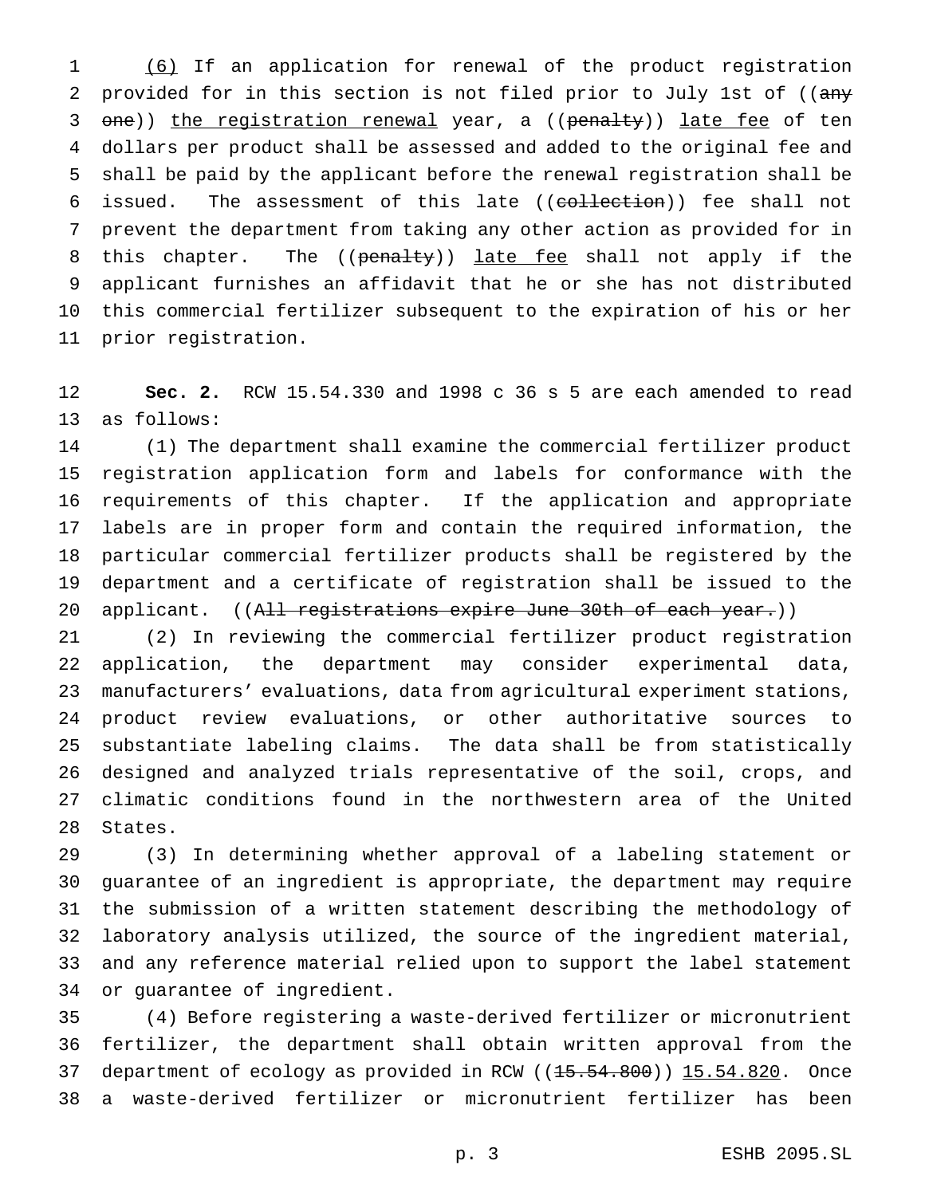(6) If an application for renewal of the product registration provided for in this section is not filed prior to July 1st of ((~~any one~~)) the registration renewal year, a ((~~penalty~~)) late fee of ten dollars per product shall be assessed and added to the original fee and shall be paid by the applicant before the renewal registration shall be issued. The assessment of this late ((~~collection~~)) fee shall not prevent the department from taking any other action as provided for in this chapter. The ((~~penalty~~)) late fee shall not apply if the applicant furnishes an affidavit that he or she has not distributed this commercial fertilizer subsequent to the expiration of his or her prior registration.

**Sec. 2.** RCW 15.54.330 and 1998 c 36 s 5 are each amended to read as follows:

(1) The department shall examine the commercial fertilizer product registration application form and labels for conformance with the requirements of this chapter. If the application and appropriate labels are in proper form and contain the required information, the particular commercial fertilizer products shall be registered by the department and a certificate of registration shall be issued to the applicant. ((~~All registrations expire June 30th of each year.~~))

(2) In reviewing the commercial fertilizer product registration application, the department may consider experimental data, manufacturers' evaluations, data from agricultural experiment stations, product review evaluations, or other authoritative sources to substantiate labeling claims. The data shall be from statistically designed and analyzed trials representative of the soil, crops, and climatic conditions found in the northwestern area of the United States.

(3) In determining whether approval of a labeling statement or guarantee of an ingredient is appropriate, the department may require the submission of a written statement describing the methodology of laboratory analysis utilized, the source of the ingredient material, and any reference material relied upon to support the label statement or guarantee of ingredient.

(4) Before registering a waste-derived fertilizer or micronutrient fertilizer, the department shall obtain written approval from the department of ecology as provided in RCW ((~~15.54.800~~)) 15.54.820. Once a waste-derived fertilizer or micronutrient fertilizer has been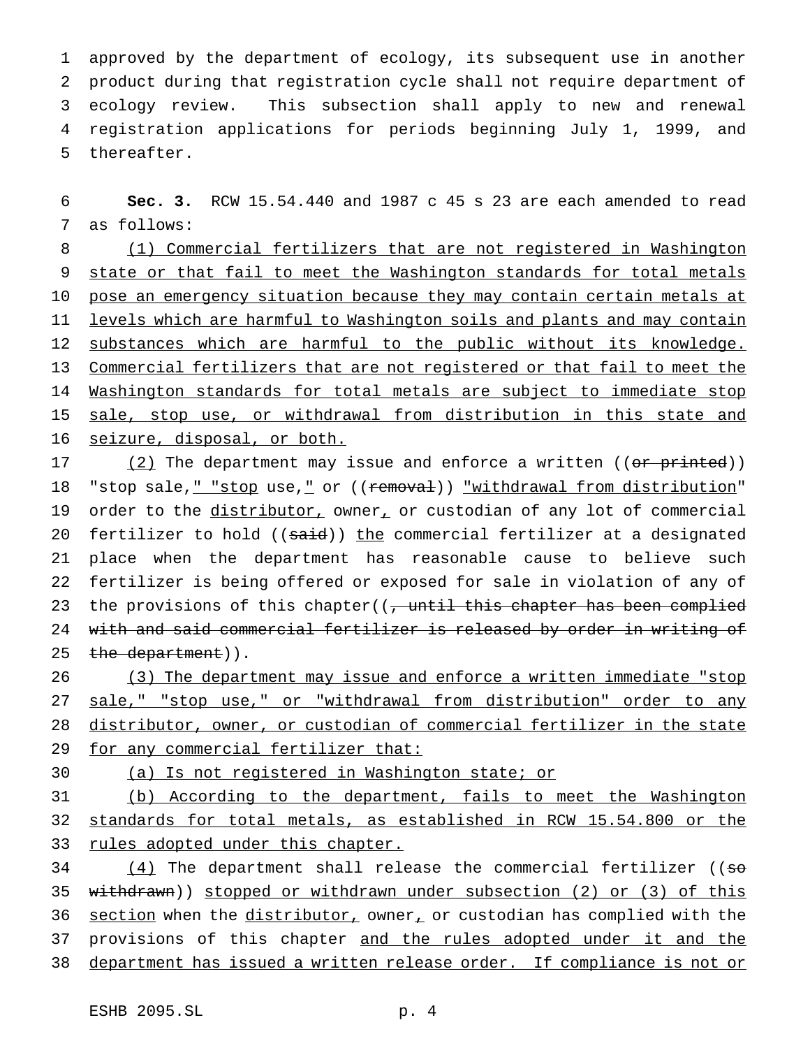approved by the department of ecology, its subsequent use in another product during that registration cycle shall not require department of ecology review. This subsection shall apply to new and renewal registration applications for periods beginning July 1, 1999, and thereafter.

**Sec. 3.** RCW 15.54.440 and 1987 c 45 s 23 are each amended to read as follows:

(1) Commercial fertilizers that are not registered in Washington state or that fail to meet the Washington standards for total metals pose an emergency situation because they may contain certain metals at levels which are harmful to Washington soils and plants and may contain substances which are harmful to the public without its knowledge. Commercial fertilizers that are not registered or that fail to meet the Washington standards for total metals are subject to immediate stop sale, stop use, or withdrawal from distribution in this state and seizure, disposal, or both.

(2) The department may issue and enforce a written ((~~or printed~~)) "stop sale," "stop use," or ((~~removal~~)) "withdrawal from distribution" order to the distributor, owner, or custodian of any lot of commercial fertilizer to hold ((~~said~~)) the commercial fertilizer at a designated place when the department has reasonable cause to believe such fertilizer is being offered or exposed for sale in violation of any of the provisions of this chapter((~~, until this chapter has been complied with and said commercial fertilizer is released by order in writing of the department~~)).

(3) The department may issue and enforce a written immediate "stop sale," "stop use," or "withdrawal from distribution" order to any distributor, owner, or custodian of commercial fertilizer in the state for any commercial fertilizer that:

(a) Is not registered in Washington state; or

(b) According to the department, fails to meet the Washington standards for total metals, as established in RCW 15.54.800 or the rules adopted under this chapter.

(4) The department shall release the commercial fertilizer ((~~so withdrawn~~)) stopped or withdrawn under subsection (2) or (3) of this section when the distributor, owner, or custodian has complied with the provisions of this chapter and the rules adopted under it and the department has issued a written release order. If compliance is not or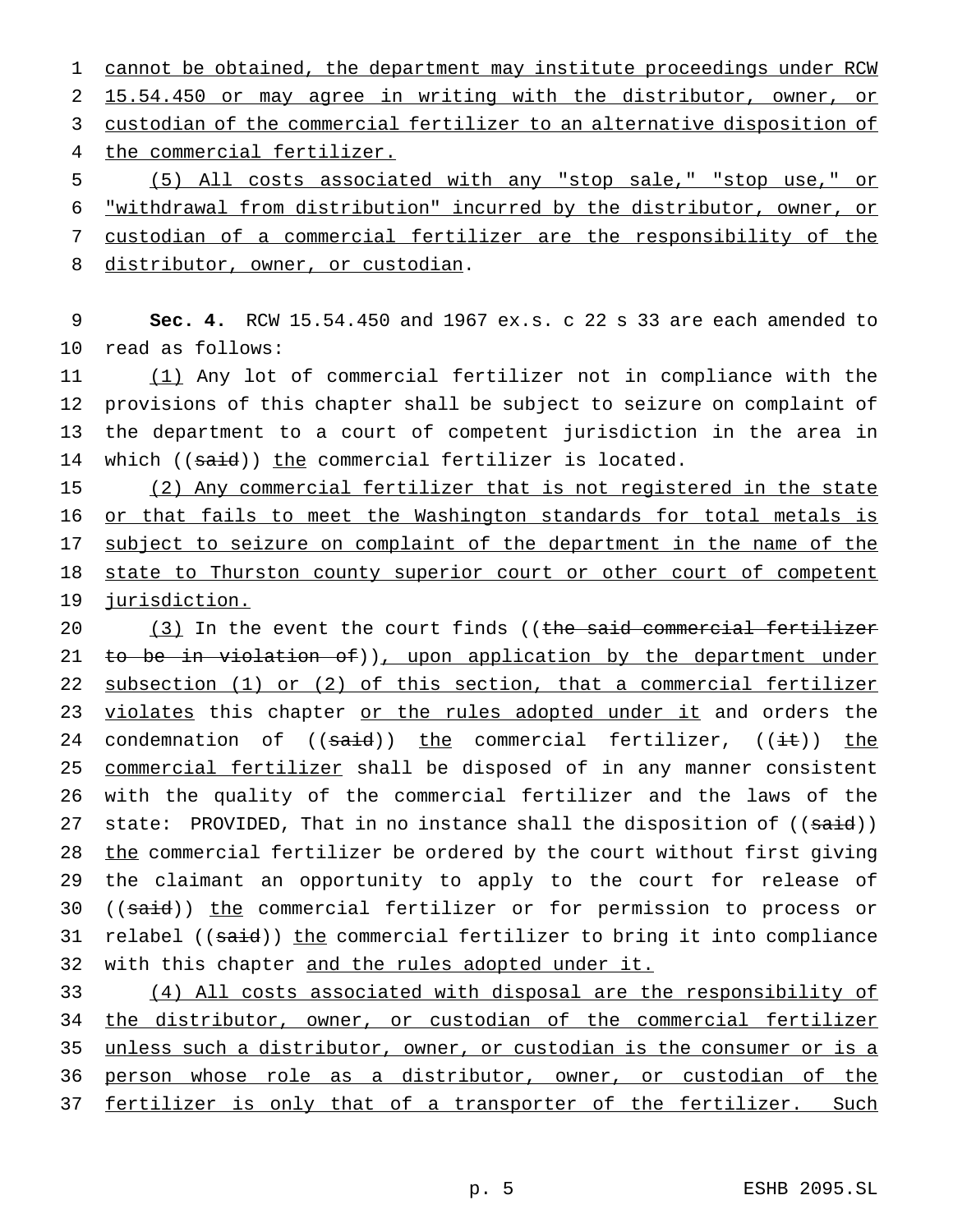cannot be obtained, the department may institute proceedings under RCW 15.54.450 or may agree in writing with the distributor, owner, or custodian of the commercial fertilizer to an alternative disposition of the commercial fertilizer.

(5) All costs associated with any "stop sale," "stop use," or "withdrawal from distribution" incurred by the distributor, owner, or custodian of a commercial fertilizer are the responsibility of the distributor, owner, or custodian.

**Sec. 4.** RCW 15.54.450 and 1967 ex.s. c 22 s 33 are each amended to read as follows:

(1) Any lot of commercial fertilizer not in compliance with the provisions of this chapter shall be subject to seizure on complaint of the department to a court of competent jurisdiction in the area in which ((said)) the commercial fertilizer is located.

(2) Any commercial fertilizer that is not registered in the state or that fails to meet the Washington standards for total metals is subject to seizure on complaint of the department in the name of the state to Thurston county superior court or other court of competent jurisdiction.

(3) In the event the court finds ((the said commercial fertilizer to be in violation of)), upon application by the department under subsection (1) or (2) of this section, that a commercial fertilizer violates this chapter or the rules adopted under it and orders the condemnation of ((said)) the commercial fertilizer, ((it)) the commercial fertilizer shall be disposed of in any manner consistent with the quality of the commercial fertilizer and the laws of the state: PROVIDED, That in no instance shall the disposition of ((said)) the commercial fertilizer be ordered by the court without first giving the claimant an opportunity to apply to the court for release of ((said)) the commercial fertilizer or for permission to process or relabel ((said)) the commercial fertilizer to bring it into compliance with this chapter and the rules adopted under it.

(4) All costs associated with disposal are the responsibility of the distributor, owner, or custodian of the commercial fertilizer unless such a distributor, owner, or custodian is the consumer or is a person whose role as a distributor, owner, or custodian of the fertilizer is only that of a transporter of the fertilizer. Such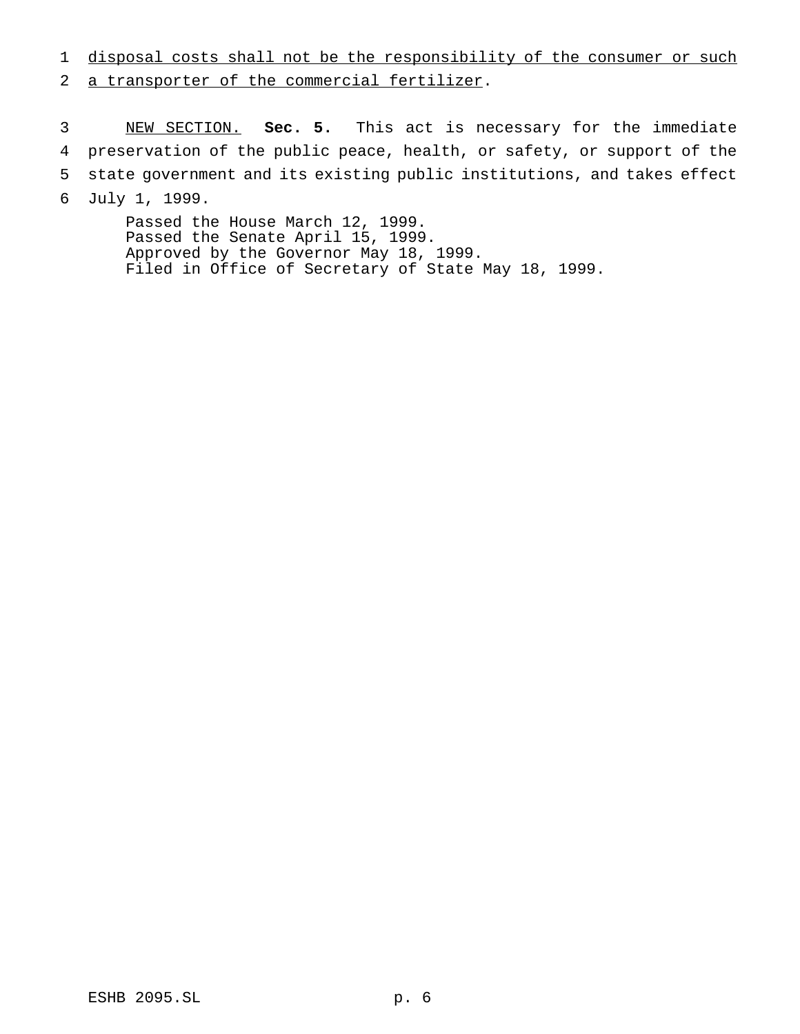<u>disposal costs shall not be the responsibility of the consumer or such a transporter of the commercial fertilizer</u>.

<u>NEW SECTION.</u> **Sec. 5.** This act is necessary for the immediate preservation of the public peace, health, or safety, or support of the state government and its existing public institutions, and takes effect July 1, 1999.

Passed the House March 12, 1999.
Passed the Senate April 15, 1999.
Approved by the Governor May 18, 1999.
Filed in Office of Secretary of State May 18, 1999.